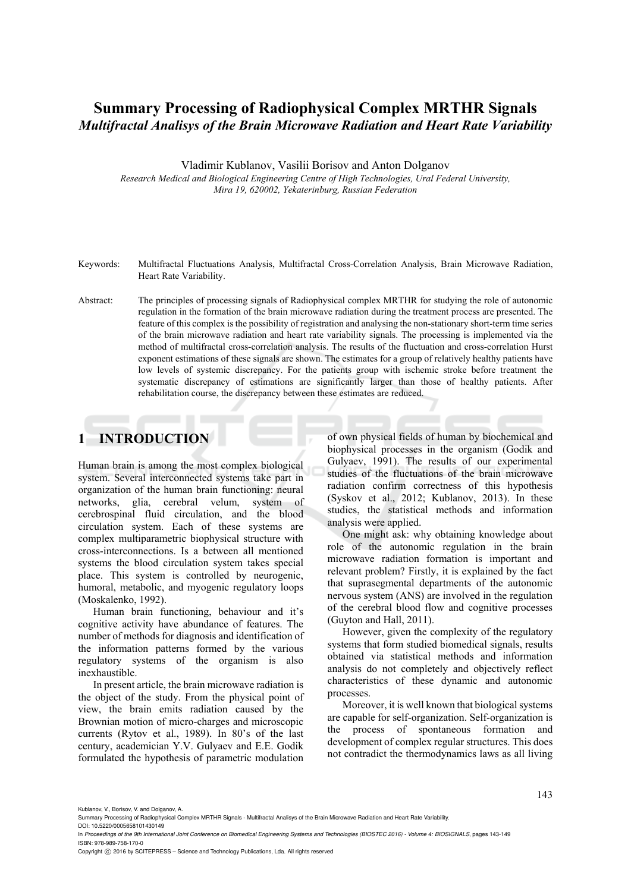# Summary Processing of Radiophysical Complex MRTHR Signals

## *Multifractal Analisys of the Brain Microwave Radiation and Heart Rate Variability*

Vladimir Kublanov, Vasilii Borisov and Anton Dolganov

*Research Medical and Biological Engineering Centre of High Technologies, Ural Federal University, Mira 19, 620002, Yekaterinburg, Russian Federation*

Keywords: Multifractal Fluctuations Analysis, Multifractal Cross-Correlation Analysis, Brain Microwave Radiation, Heart Rate Variability.

Abstract: The principles of processing signals of Radiophysical complex MRTHR for studying the role of autonomic regulation in the formation of the brain microwave radiation during the treatment process are presented. The feature of this complex is the possibility of registration and analysing the non-stationary short-term time series of the brain microwave radiation and heart rate variability signals. The processing is implemented via the method of multifractal cross-correlation analysis. The results of the fluctuation and cross-correlation Hurst exponent estimations of these signals are shown. The estimates for a group of relatively healthy patients have low levels of systemic discrepancy. For the patients group with ischemic stroke before treatment the systematic discrepancy of estimations are significantly larger than those of healthy patients. After rehabilitation course, the discrepancy between these estimates are reduced.

## 1 INTRODUCTION

Human brain is among the most complex biological system. Several interconnected systems take part in organization of the human brain functioning: neural networks, glia, cerebral velum, system of cerebrospinal fluid circulation, and the blood circulation system. Each of these systems are complex multiparametric biophysical structure with cross-interconnections. Is a between all mentioned systems the blood circulation system takes special place. This system is controlled by neurogenic, humoral, metabolic, and myogenic regulatory loops (Moskalenko, 1992).

Human brain functioning, behaviour and it's cognitive activity have abundance of features. The number of methods for diagnosis and identification of the information patterns formed by the various regulatory systems of the organism is also inexhaustible.

In present article, the brain microwave radiation is the object of the study. From the physical point of view, the brain emits radiation caused by the Brownian motion of micro-charges and microscopic currents (Rytov et al., 1989). In 80's of the last century, academician Y.V. Gulyaev and E.E. Godik formulated the hypothesis of parametric modulation of own physical fields of human by biochemical and biophysical processes in the organism (Godik and Gulyaev, 1991). The results of our experimental studies of the fluctuations of the brain microwave radiation confirm correctness of this hypothesis (Syskov et al., 2012; Kublanov, 2013). In these studies, the statistical methods and information analysis were applied.

One might ask: why obtaining knowledge about role of the autonomic regulation in the brain microwave radiation formation is important and relevant problem? Firstly, it is explained by the fact that suprasegmental departments of the autonomic nervous system (ANS) are involved in the regulation of the cerebral blood flow and cognitive processes (Guyton and Hall, 2011).

However, given the complexity of the regulatory systems that form studied biomedical signals, results obtained via statistical methods and information analysis do not completely and objectively reflect characteristics of these dynamic and autonomic processes.

Moreover, it is well known that biological systems are capable for self-organization. Self-organization is the process of spontaneous formation and development of complex regular structures. This does not contradict the thermodynamics laws as all living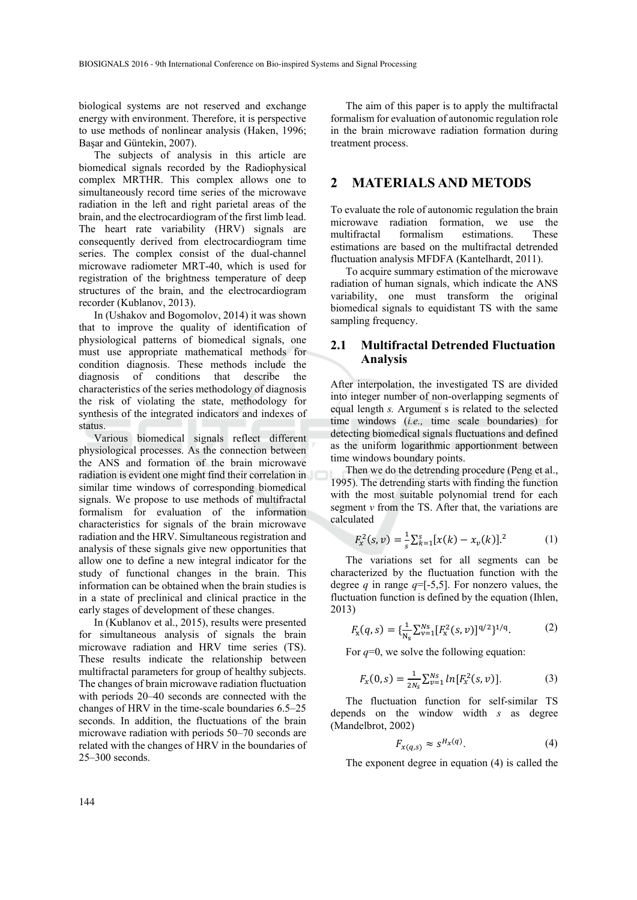biological systems are not reserved and exchange energy with environment. Therefore, it is perspective to use methods of nonlinear analysis (Haken, 1996; Başar and Güntekin, 2007).

The subjects of analysis in this article are biomedical signals recorded by the Radiophysical complex MRTHR. This complex allows one to simultaneously record time series of the microwave radiation in the left and right parietal areas of the brain, and the electrocardiogram of the first limb lead. The heart rate variability (HRV) signals are consequently derived from electrocardiogram time series. The complex consist of the dual-channel microwave radiometer MRT-40, which is used for registration of the brightness temperature of deep structures of the brain, and the electrocardiogram recorder (Kublanov, 2013).

In (Ushakov and Bogomolov, 2014) it was shown that to improve the quality of identification of physiological patterns of biomedical signals, one must use appropriate mathematical methods for condition diagnosis. These methods include the diagnosis of conditions that describe the characteristics of the series methodology of diagnosis the risk of violating the state, methodology for synthesis of the integrated indicators and indexes of status.

Various biomedical signals reflect different physiological processes. As the connection between the ANS and formation of the brain microwave radiation is evident one might find their correlation in similar time windows of corresponding biomedical signals. We propose to use methods of multifractal formalism for evaluation of the information characteristics for signals of the brain microwave radiation and the HRV. Simultaneous registration and analysis of these signals give new opportunities that allow one to define a new integral indicator for the study of functional changes in the brain. This information can be obtained when the brain studies is in a state of preclinical and clinical practice in the early stages of development of these changes.

In (Kublanov et al., 2015), results were presented for simultaneous analysis of signals the brain microwave radiation and HRV time series (TS). These results indicate the relationship between multifractal parameters for group of healthy subjects. The changes of brain microwave radiation fluctuation with periods 20–40 seconds are connected with the changes of HRV in the time-scale boundaries 6.5–25 seconds. In addition, the fluctuations of the brain microwave radiation with periods 50–70 seconds are related with the changes of HRV in the boundaries of 25–300 seconds.

The aim of this paper is to apply the multifractal formalism for evaluation of autonomic regulation role in the brain microwave radiation formation during treatment process.

## 2 MATERIALS AND METODS

To evaluate the role of autonomic regulation the brain microwave radiation formation, we use the multifractal formalism estimations. These estimations are based on the multifractal detrended fluctuation analysis MFDFA (Kantelhardt, 2011).

To acquire summary estimation of the microwave radiation of human signals, which indicate the ANS variability, one must transform the original biomedical signals to equidistant TS with the same sampling frequency.

### 2.1 Multifractal Detrended Fluctuation Analysis

After interpolation, the investigated TS are divided into integer number of non-overlapping segments of equal length *s.* Argument s is related to the selected time windows (*i.e.,* time scale boundaries) for detecting biomedical signals fluctuations and defined as the uniform logarithmic apportionment between time windows boundary points.

Then we do the detrending procedure (Peng et al., 1995). The detrending starts with finding the function with the most suitable polynomial trend for each segment *v* from the TS. After that, the variations are calculated

$$F_x^2(s,v) = \frac{1}{s}\sum_{k=1}^{s}[x(k) - x_v(k)].^2 \tag{1}$$

The variations set for all segments can be characterized by the fluctuation function with the degree *q* in range *q*=[-5,5]. For nonzero values, the fluctuation function is defined by the equation (Ihlen, 2013)

$$F_x(q,s) = \{\frac{1}{N_s}\sum_{v=1}^{Ns}[F_x^2(s,v)]^{q/2}\}^{1/q}. \tag{2}$$

For *q*=0, we solve the following equation:

$$F_x(0,s) = \frac{1}{2N_s}\sum_{v=1}^{Ns} ln[F_x^2(s,v)]. \tag{3}$$

The fluctuation function for self-similar TS depends on the window width *s* as degree (Mandelbrot, 2002)

$$F_{x(q,s)} \approx s^{H_x(q)}. \tag{4}$$

The exponent degree in equation (4) is called the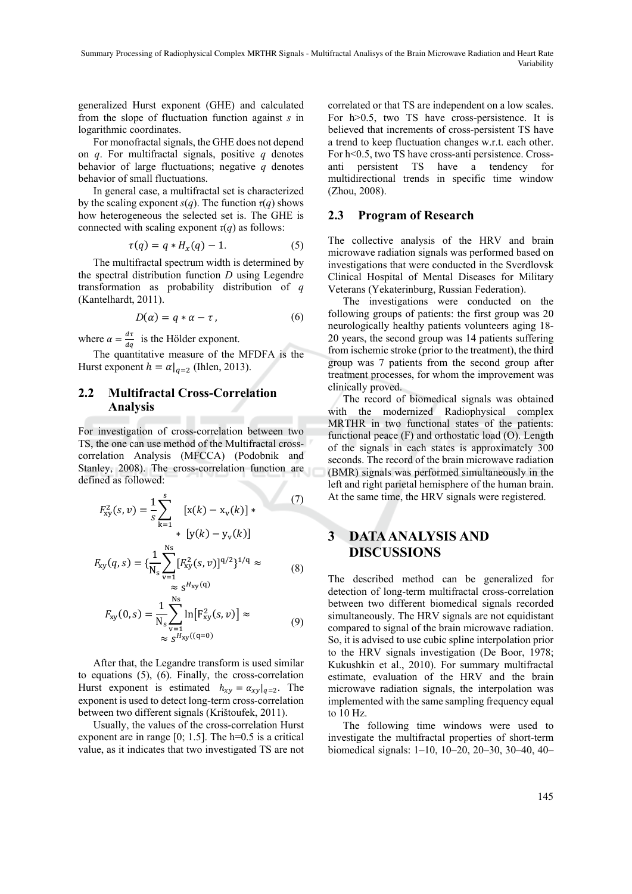generalized Hurst exponent (GHE) and calculated from the slope of fluctuation function against $s$ in logarithmic coordinates.

For monofractal signals, the GHE does not depend on $q$. For multifractal signals, positive $q$ denotes behavior of large fluctuations; negative $q$ denotes behavior of small fluctuations.

In general case, a multifractal set is characterized by the scaling exponent $s(q)$. The function $\tau(q)$ shows how heterogeneous the selected set is. The GHE is connected with scaling exponent $\tau(q)$ as follows:

$$\tau(q) = q * H_x(q) - 1. \tag{5}$$

The multifractal spectrum width is determined by the spectral distribution function $D$ using Legendre transformation as probability distribution of $q$ (Kantelhardt, 2011).

$$D(\alpha) = q * \alpha - \tau, \tag{6}$$

where $\alpha = \frac{d\tau}{dq}$ is the Hölder exponent.

The quantitative measure of the MFDFA is the Hurst exponent $h = \alpha|_{q=2}$ (Ihlen, 2013).

## 2.2 Multifractal Cross-Correlation Analysis

For investigation of cross-correlation between two TS, the one can use method of the Multifractal cross-correlation Analysis (MFCCA) (Podobnik and Stanley, 2008). The cross-correlation function are defined as followed:

$$F_{xy}^2(s,v) = \frac{1}{s}\sum_{k=1}^{s} [x(k) - x_v(k)] * [y(k) - y_v(k)] \tag{7}$$

$$F_{xy}(q,s) = \{\frac{1}{N_s}\sum_{v=1}^{Ns}[F_{xy}^2(s,v)]^{q/2}\}^{1/q} \approx s^{H_{xy}(q)} \tag{8}$$

$$F_{xy}(0,s) = \frac{1}{N_s}\sum_{v=1}^{Ns}\ln\left[F_{xy}^2(s,v)\right] \approx s^{H_{xy}((q=0)} \tag{9}$$

After that, the Legandre transform is used similar to equations (5), (6). Finally, the cross-correlation Hurst exponent is estimated $h_{xy} = \alpha_{xy}|_{q=2}$. The exponent is used to detect long-term cross-correlation between two different signals (Krištoufek, 2011).

Usually, the values of the cross-correlation Hurst exponent are in range [0; 1.5]. The h=0.5 is a critical value, as it indicates that two investigated TS are not correlated or that TS are independent on a low scales. For h>0.5, two TS have cross-persistence. It is believed that increments of cross-persistent TS have a trend to keep fluctuation changes w.r.t. each other. For h<0.5, two TS have cross-anti persistence. Cross-anti persistent TS have a tendency for multidirectional trends in specific time window (Zhou, 2008).

## 2.3 Program of Research

The collective analysis of the HRV and brain microwave radiation signals was performed based on investigations that were conducted in the Sverdlovsk Clinical Hospital of Mental Diseases for Military Veterans (Yekaterinburg, Russian Federation).

The investigations were conducted on the following groups of patients: the first group was 20 neurologically healthy patients volunteers aging 18-20 years, the second group was 14 patients suffering from ischemic stroke (prior to the treatment), the third group was 7 patients from the second group after treatment processes, for whom the improvement was clinically proved.

The record of biomedical signals was obtained with the modernized Radiophysical complex MRTHR in two functional states of the patients: functional peace (F) and orthostatic load (O). Length of the signals in each states is approximately 300 seconds. The record of the brain microwave radiation (BMR) signals was performed simultaneously in the left and right parietal hemisphere of the human brain. At the same time, the HRV signals were registered.

# 3 DATA ANALYSIS AND DISCUSSIONS

The described method can be generalized for detection of long-term multifractal cross-correlation between two different biomedical signals recorded simultaneously. The HRV signals are not equidistant compared to signal of the brain microwave radiation. So, it is advised to use cubic spline interpolation prior to the HRV signals investigation (De Boor, 1978; Kukushkin et al., 2010). For summary multifractal estimate, evaluation of the HRV and the brain microwave radiation signals, the interpolation was implemented with the same sampling frequency equal to 10 Hz.

The following time windows were used to investigate the multifractal properties of short-term biomedical signals: 1–10, 10–20, 20–30, 30–40, 40–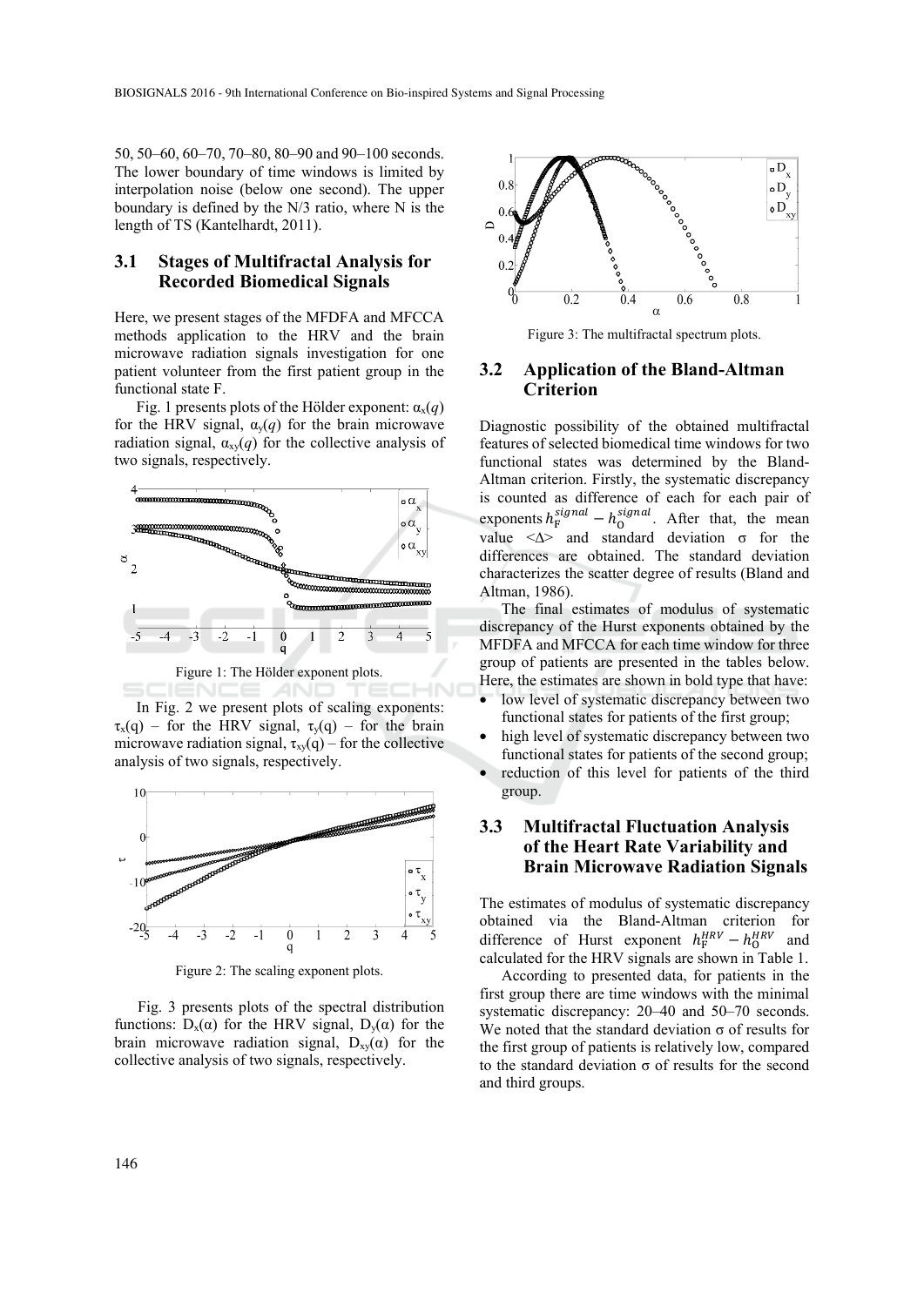50, 50–60, 60–70, 70–80, 80–90 and 90–100 seconds. The lower boundary of time windows is limited by interpolation noise (below one second). The upper boundary is defined by the N/3 ratio, where N is the length of TS (Kantelhardt, 2011).

### 3.1 Stages of Multifractal Analysis for Recorded Biomedical Signals

Here, we present stages of the MFDFA and MFCCA methods application to the HRV and the brain microwave radiation signals investigation for one patient volunteer from the first patient group in the functional state F.

Fig. 1 presents plots of the Hölder exponent: $\alpha_x(q)$ for the HRV signal, $\alpha_y(q)$ for the brain microwave radiation signal, $\alpha_{xy}(q)$ for the collective analysis of two signals, respectively.

Figure 1: The Hölder exponent plots.

In Fig. 2 we present plots of scaling exponents: $\tau_x(q)$ – for the HRV signal, $\tau_y(q)$ – for the brain microwave radiation signal, $\tau_{xy}(q)$ – for the collective analysis of two signals, respectively.

Figure 2: The scaling exponent plots.

Fig. 3 presents plots of the spectral distribution functions: $D_x(\alpha)$ for the HRV signal, $D_y(\alpha)$ for the brain microwave radiation signal, $D_{xy}(\alpha)$ for the collective analysis of two signals, respectively.

Figure 3: The multifractal spectrum plots.

### 3.2 Application of the Bland-Altman Criterion

Diagnostic possibility of the obtained multifractal features of selected biomedical time windows for two functional states was determined by the Bland-Altman criterion. Firstly, the systematic discrepancy is counted as difference of each for each pair of exponents $h_{\mathrm{F}}^{signal} - h_{\mathrm{O}}^{signal}$. After that, the mean value $\langle\Delta\rangle$ and standard deviation σ for the differences are obtained. The standard deviation characterizes the scatter degree of results (Bland and Altman, 1986).

The final estimates of modulus of systematic discrepancy of the Hurst exponents obtained by the MFDFA and MFCCA for each time window for three group of patients are presented in the tables below. Here, the estimates are shown in bold type that have:

- low level of systematic discrepancy between two functional states for patients of the first group;
- high level of systematic discrepancy between two functional states for patients of the second group;
- reduction of this level for patients of the third group.

### 3.3 Multifractal Fluctuation Analysis of the Heart Rate Variability and Brain Microwave Radiation Signals

The estimates of modulus of systematic discrepancy obtained via the Bland-Altman criterion for difference of Hurst exponent $h_{\mathrm{F}}^{HRV} - h_{\mathrm{O}}^{HRV}$ and calculated for the HRV signals are shown in Table 1.

According to presented data, for patients in the first group there are time windows with the minimal systematic discrepancy: 20–40 and 50–70 seconds. We noted that the standard deviation σ of results for the first group of patients is relatively low, compared to the standard deviation σ of results for the second and third groups.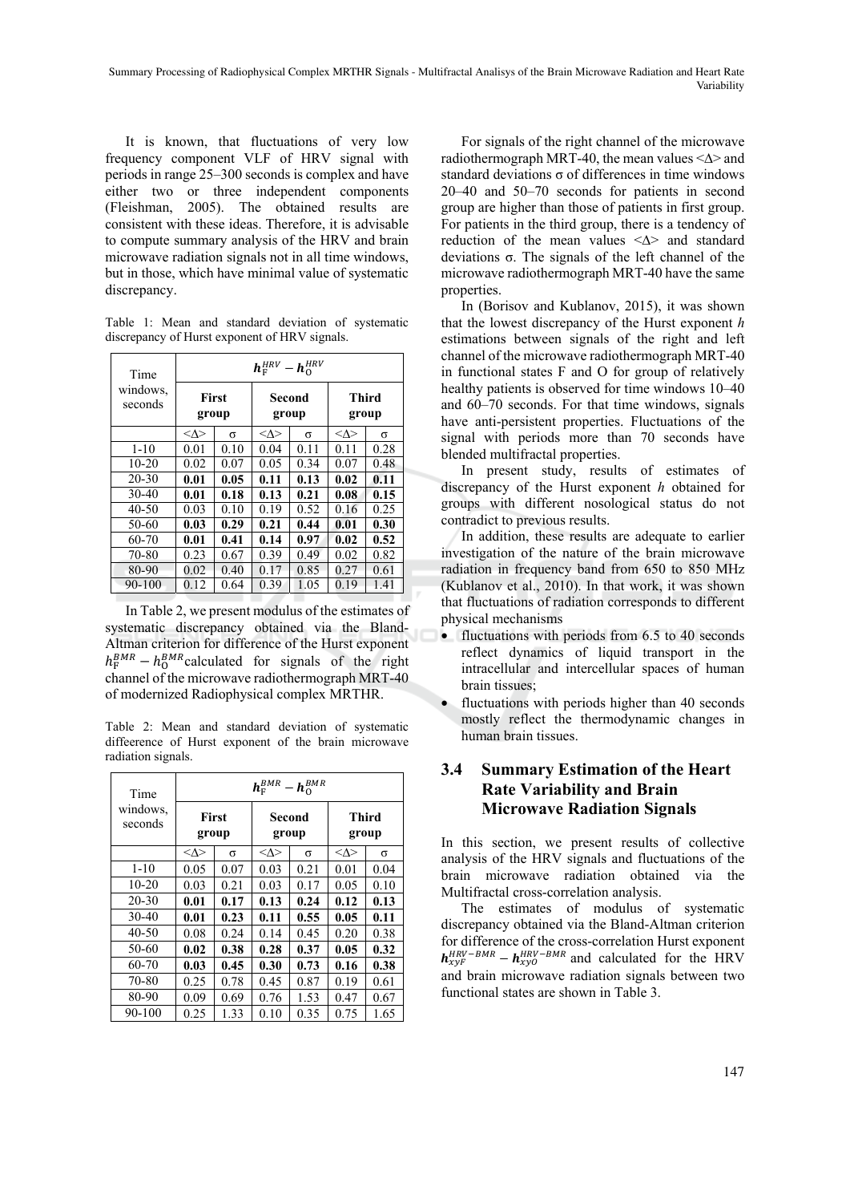It is known, that fluctuations of very low frequency component VLF of HRV signal with periods in range 25–300 seconds is complex and have either two or three independent components (Fleishman, 2005). The obtained results are consistent with these ideas. Therefore, it is advisable to compute summary analysis of the HRV and brain microwave radiation signals not in all time windows, but in those, which have minimal value of systematic discrepancy.

Table 1: Mean and standard deviation of systematic discrepancy of Hurst exponent of HRV signals.

| Time windows, seconds | $\boldsymbol{h}_{\mathrm{F}}^{HRV} - \boldsymbol{h}_{\mathrm{O}}^{HRV}$ | | | | | |
|---|---|---|---|---|---|---|
| | **First group** | | **Second group** | | **Third group** | |
| | <Δ> | σ | <Δ> | σ | <Δ> | σ |
| 1-10 | 0.01 | 0.10 | 0.04 | 0.11 | 0.11 | 0.28 |
| 10-20 | 0.02 | 0.07 | 0.05 | 0.34 | 0.07 | 0.48 |
| **20-30** | **0.01** | **0.05** | **0.11** | **0.13** | **0.02** | **0.11** |
| **30-40** | **0.01** | **0.18** | **0.13** | **0.21** | **0.08** | **0.15** |
| 40-50 | 0.03 | 0.10 | 0.19 | 0.52 | 0.16 | 0.25 |
| **50-60** | **0.03** | **0.29** | **0.21** | **0.44** | **0.01** | **0.30** |
| **60-70** | **0.01** | **0.41** | **0.14** | **0.97** | **0.02** | **0.52** |
| 70-80 | 0.23 | 0.67 | 0.39 | 0.49 | 0.02 | 0.82 |
| 80-90 | 0.02 | 0.40 | 0.17 | 0.85 | 0.27 | 0.61 |
| 90-100 | 0.12 | 0.64 | 0.39 | 1.05 | 0.19 | 1.41 |

In Table 2, we present modulus of the estimates of systematic discrepancy obtained via the Bland-Altman criterion for difference of the Hurst exponent $h_{\mathrm{F}}^{BMR} - h_{\mathrm{O}}^{BMR}$ calculated for signals of the right channel of the microwave radiothermograph MRT-40 of modernized Radiophysical complex MRTHR.

Table 2: Mean and standard deviation of systematic diffeerence of Hurst exponent of the brain microwave radiation signals.

| Time windows, seconds | $\boldsymbol{h}_{\mathrm{F}}^{BMR} - \boldsymbol{h}_{\mathrm{O}}^{BMR}$ | | | | | |
|---|---|---|---|---|---|---|
| | **First group** | | **Second group** | | **Third group** | |
| | <Δ> | σ | <Δ> | σ | <Δ> | σ |
| 1-10 | 0.05 | 0.07 | 0.03 | 0.21 | 0.01 | 0.04 |
| 10-20 | 0.03 | 0.21 | 0.03 | 0.17 | 0.05 | 0.10 |
| **20-30** | **0.01** | **0.17** | **0.13** | **0.24** | **0.12** | **0.13** |
| **30-40** | **0.01** | **0.23** | **0.11** | **0.55** | **0.05** | **0.11** |
| 40-50 | 0.08 | 0.24 | 0.14 | 0.45 | 0.20 | 0.38 |
| **50-60** | **0.02** | **0.38** | **0.28** | **0.37** | **0.05** | **0.32** |
| **60-70** | **0.03** | **0.45** | **0.30** | **0.73** | **0.16** | **0.38** |
| 70-80 | 0.25 | 0.78 | 0.45 | 0.87 | 0.19 | 0.61 |
| 80-90 | 0.09 | 0.69 | 0.76 | 1.53 | 0.47 | 0.67 |
| 90-100 | 0.25 | 1.33 | 0.10 | 0.35 | 0.75 | 1.65 |

For signals of the right channel of the microwave radiothermograph MRT-40, the mean values <Δ> and standard deviations σ of differences in time windows 20–40 and 50–70 seconds for patients in second group are higher than those of patients in first group. For patients in the third group, there is a tendency of reduction of the mean values <Δ> and standard deviations σ. The signals of the left channel of the microwave radiothermograph MRT-40 have the same properties.

In (Borisov and Kublanov, 2015), it was shown that the lowest discrepancy of the Hurst exponent *h* estimations between signals of the right and left channel of the microwave radiothermograph MRT-40 in functional states F and O for group of relatively healthy patients is observed for time windows 10–40 and 60–70 seconds. For that time windows, signals have anti-persistent properties. Fluctuations of the signal with periods more than 70 seconds have blended multifractal properties.

In present study, results of estimates of discrepancy of the Hurst exponent *h* obtained for groups with different nosological status do not contradict to previous results.

In addition, these results are adequate to earlier investigation of the nature of the brain microwave radiation in frequency band from 650 to 850 MHz (Kublanov et al., 2010). In that work, it was shown that fluctuations of radiation corresponds to different physical mechanisms

- fluctuations with periods from 6.5 to 40 seconds reflect dynamics of liquid transport in the intracellular and intercellular spaces of human brain tissues;
- fluctuations with periods higher than 40 seconds mostly reflect the thermodynamic changes in human brain tissues.

### 3.4 Summary Estimation of the Heart Rate Variability and Brain Microwave Radiation Signals

In this section, we present results of collective analysis of the HRV signals and fluctuations of the brain microwave radiation obtained via the Multifractal cross-correlation analysis.

The estimates of modulus of systematic discrepancy obtained via the Bland-Altman criterion for difference of the cross-correlation Hurst exponent $\boldsymbol{h}_{xyF}^{HRV-BMR} - \boldsymbol{h}_{xyO}^{HRV-BMR}$ and calculated for the HRV and brain microwave radiation signals between two functional states are shown in Table 3.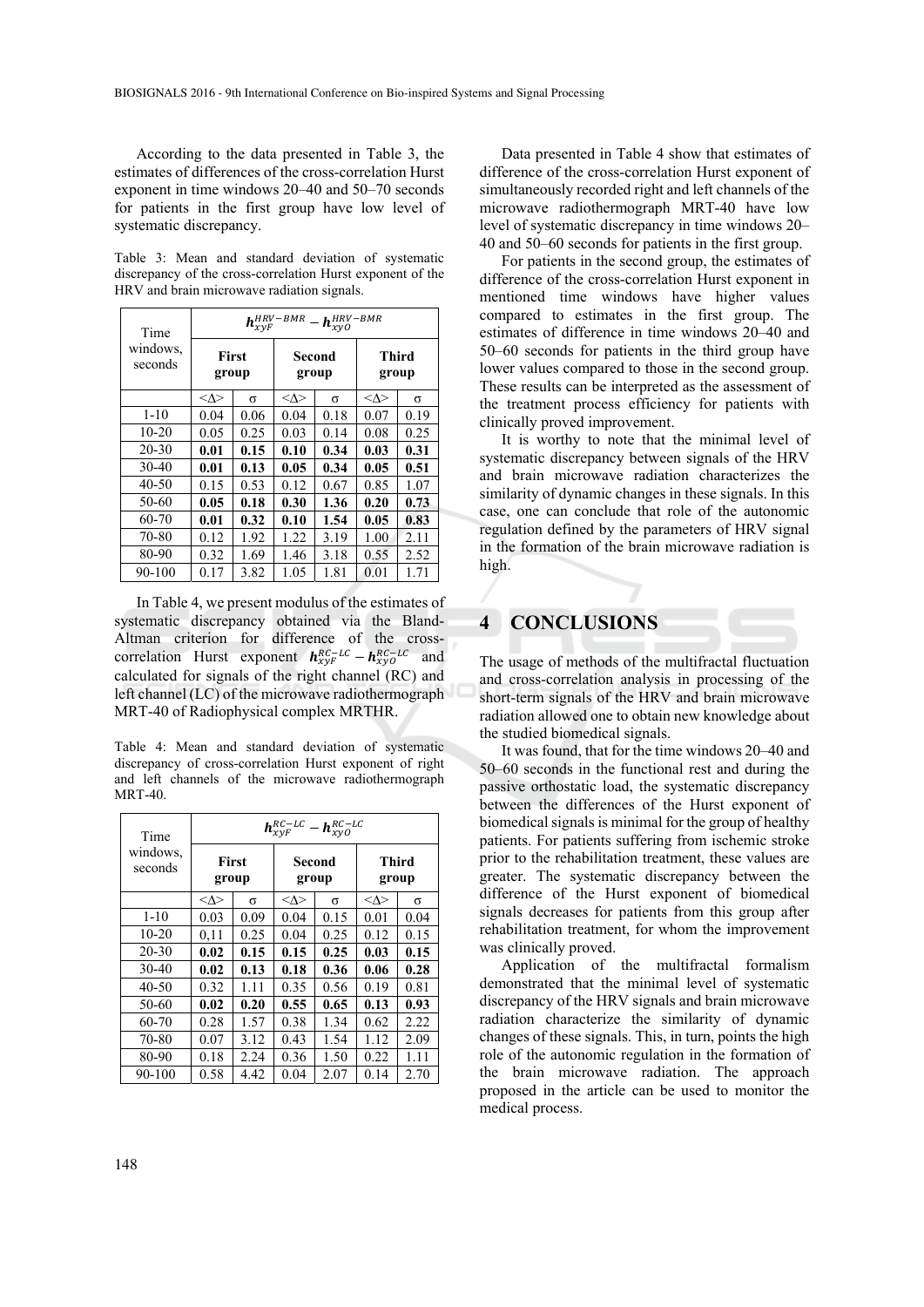According to the data presented in Table 3, the estimates of differences of the cross-correlation Hurst exponent in time windows 20–40 and 50–70 seconds for patients in the first group have low level of systematic discrepancy.

Table 3: Mean and standard deviation of systematic discrepancy of the cross-correlation Hurst exponent of the HRV and brain microwave radiation signals.

| Time windows, seconds | $h_{xyF}^{HRV-BMR} - h_{xyO}^{HRV-BMR}$ | | | | | |
|---|---|---|---|---|---|---|
| | **First group** | | **Second group** | | **Third group** | |
| | <Δ> | σ | <Δ> | σ | <Δ> | σ |
| 1-10 | 0.04 | 0.06 | 0.04 | 0.18 | 0.07 | 0.19 |
| 10-20 | 0.05 | 0.25 | 0.03 | 0.14 | 0.08 | 0.25 |
| 20-30 | **0.01** | **0.15** | **0.10** | **0.34** | **0.03** | **0.31** |
| 30-40 | **0.01** | **0.13** | **0.05** | **0.34** | **0.05** | **0.51** |
| 40-50 | 0.15 | 0.53 | 0.12 | 0.67 | 0.85 | 1.07 |
| 50-60 | **0.05** | **0.18** | **0.30** | **1.36** | **0.20** | **0.73** |
| 60-70 | **0.01** | **0.32** | **0.10** | **1.54** | **0.05** | **0.83** |
| 70-80 | 0.12 | 1.92 | 1.22 | 3.19 | 1.00 | 2.11 |
| 80-90 | 0.32 | 1.69 | 1.46 | 3.18 | 0.55 | 2.52 |
| 90-100 | 0.17 | 3.82 | 1.05 | 1.81 | 0.01 | 1.71 |

In Table 4, we present modulus of the estimates of systematic discrepancy obtained via the Bland-Altman criterion for difference of the cross-correlation Hurst exponent $h_{xyF}^{RC-LC} - h_{xyO}^{RC-LC}$ and calculated for signals of the right channel (RC) and left channel (LC) of the microwave radiothermograph MRT-40 of Radiophysical complex MRTHR.

Table 4: Mean and standard deviation of systematic discrepancy of cross-correlation Hurst exponent of right and left channels of the microwave radiothermograph MRT-40.

| Time windows, seconds | $h_{xyF}^{RC-LC} - h_{xyO}^{RC-LC}$ | | | | | |
|---|---|---|---|---|---|---|
| | **First group** | | **Second group** | | **Third group** | |
| | <Δ> | σ | <Δ> | σ | <Δ> | σ |
| 1-10 | 0.03 | 0.09 | 0.04 | 0.15 | 0.01 | 0.04 |
| 10-20 | 0,11 | 0.25 | 0.04 | 0.25 | 0.12 | 0.15 |
| 20-30 | **0.02** | **0.15** | **0.15** | **0.25** | **0.03** | **0.15** |
| 30-40 | **0.02** | **0.13** | **0.18** | **0.36** | **0.06** | **0.28** |
| 40-50 | 0.32 | 1.11 | 0.35 | 0.56 | 0.19 | 0.81 |
| 50-60 | **0.02** | **0.20** | **0.55** | **0.65** | **0.13** | **0.93** |
| 60-70 | 0.28 | 1.57 | 0.38 | 1.34 | 0.62 | 2.22 |
| 70-80 | 0.07 | 3.12 | 0.43 | 1.54 | 1.12 | 2.09 |
| 80-90 | 0.18 | 2.24 | 0.36 | 1.50 | 0.22 | 1.11 |
| 90-100 | 0.58 | 4.42 | 0.04 | 2.07 | 0.14 | 2.70 |

Data presented in Table 4 show that estimates of difference of the cross-correlation Hurst exponent of simultaneously recorded right and left channels of the microwave radiothermograph MRT-40 have low level of systematic discrepancy in time windows 20–40 and 50–60 seconds for patients in the first group.

For patients in the second group, the estimates of difference of the cross-correlation Hurst exponent in mentioned time windows have higher values compared to estimates in the first group. The estimates of difference in time windows 20–40 and 50–60 seconds for patients in the third group have lower values compared to those in the second group. These results can be interpreted as the assessment of the treatment process efficiency for patients with clinically proved improvement.

It is worthy to note that the minimal level of systematic discrepancy between signals of the HRV and brain microwave radiation characterizes the similarity of dynamic changes in these signals. In this case, one can conclude that role of the autonomic regulation defined by the parameters of HRV signal in the formation of the brain microwave radiation is high.

## 4 CONCLUSIONS

The usage of methods of the multifractal fluctuation and cross-correlation analysis in processing of the short-term signals of the HRV and brain microwave radiation allowed one to obtain new knowledge about the studied biomedical signals.

It was found, that for the time windows 20–40 and 50–60 seconds in the functional rest and during the passive orthostatic load, the systematic discrepancy between the differences of the Hurst exponent of biomedical signals is minimal for the group of healthy patients. For patients suffering from ischemic stroke prior to the rehabilitation treatment, these values are greater. The systematic discrepancy between the difference of the Hurst exponent of biomedical signals decreases for patients from this group after rehabilitation treatment, for whom the improvement was clinically proved.

Application of the multifractal formalism demonstrated that the minimal level of systematic discrepancy of the HRV signals and brain microwave radiation characterize the similarity of dynamic changes of these signals. This, in turn, points the high role of the autonomic regulation in the formation of the brain microwave radiation. The approach proposed in the article can be used to monitor the medical process.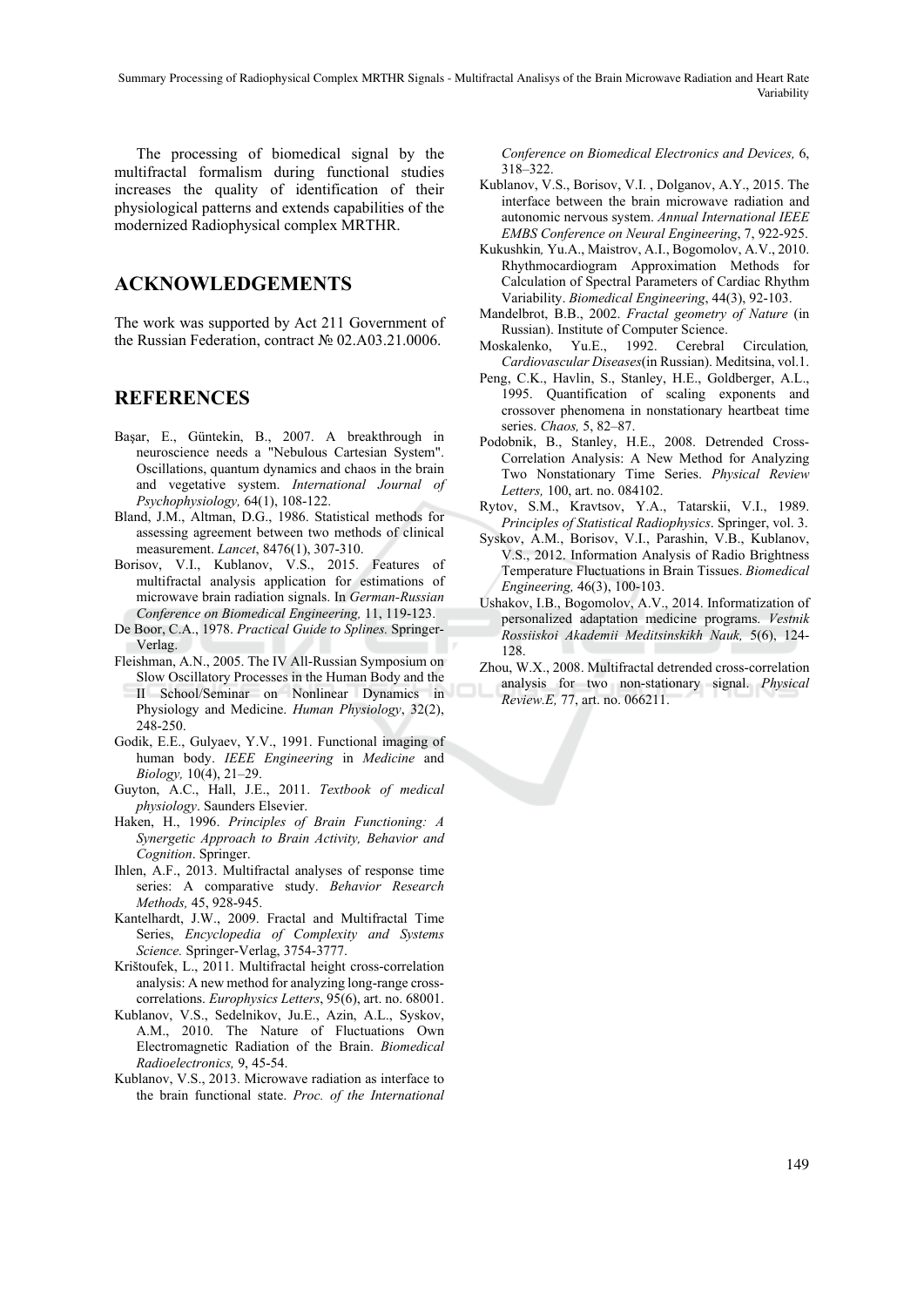The processing of biomedical signal by the multifractal formalism during functional studies increases the quality of identification of their physiological patterns and extends capabilities of the modernized Radiophysical complex MRTHR.

## ACKNOWLEDGEMENTS

The work was supported by Act 211 Government of the Russian Federation, contract № 02.A03.21.0006.

## REFERENCES

Başar, E., Güntekin, B., 2007. A breakthrough in neuroscience needs a "Nebulous Cartesian System". Oscillations, quantum dynamics and chaos in the brain and vegetative system. *International Journal of Psychophysiology,* 64(1), 108-122.

Bland, J.M., Altman, D.G., 1986. Statistical methods for assessing agreement between two methods of clinical measurement. *Lancet*, 8476(1), 307-310.

Borisov, V.I., Kublanov, V.S., 2015. Features of multifractal analysis application for estimations of microwave brain radiation signals. In *German-Russian Conference on Biomedical Engineering,* 11, 119-123.

De Boor, C.A., 1978. *Practical Guide to Splines.* Springer-Verlag.

Fleishman, A.N., 2005. The IV All-Russian Symposium on Slow Oscillatory Processes in the Human Body and the II School/Seminar on Nonlinear Dynamics in Physiology and Medicine. *Human Physiology*, 32(2), 248-250.

Godik, E.E., Gulyaev, Y.V., 1991. Functional imaging of human body. *IEEE Engineering* in *Medicine* and *Biology,* 10(4), 21–29.

Guyton, A.C., Hall, J.E., 2011. *Textbook of medical physiology*. Saunders Elsevier.

Haken, H., 1996. *Principles of Brain Functioning: A Synergetic Approach to Brain Activity, Behavior and Cognition*. Springer.

Ihlen, A.F., 2013. Multifractal analyses of response time series: A comparative study. *Behavior Research Methods,* 45, 928-945.

Kantelhardt, J.W., 2009. Fractal and Multifractal Time Series, *Encyclopedia of Complexity and Systems Science.* Springer-Verlag, 3754-3777.

Krištoufek, L., 2011. Multifractal height cross-correlation analysis: A new method for analyzing long-range cross-correlations. *Europhysics Letters*, 95(6), art. no. 68001.

Kublanov, V.S., Sedelnikov, Ju.E., Azin, A.L., Syskov, A.M., 2010. The Nature of Fluctuations Own Electromagnetic Radiation of the Brain. *Biomedical Radioelectronics,* 9, 45-54.

Kublanov, V.S., 2013. Microwave radiation as interface to the brain functional state. *Proc. of the International Conference on Biomedical Electronics and Devices,* 6, 318–322.

Kublanov, V.S., Borisov, V.I. , Dolganov, A.Y., 2015. The interface between the brain microwave radiation and autonomic nervous system. *Annual International IEEE EMBS Conference on Neural Engineering*, 7, 922-925.

Kukushkin, Yu.A., Maistrov, A.I., Bogomolov, A.V., 2010. Rhythmocardiogram Approximation Methods for Calculation of Spectral Parameters of Cardiac Rhythm Variability. *Biomedical Engineering*, 44(3), 92-103.

Mandelbrot, B.B., 2002. *Fractal geometry of Nature* (in Russian). Institute of Computer Science.

Moskalenko, Yu.E., 1992. Cerebral Circulation*, Cardiovascular Diseases*(in Russian). Meditsina, vol.1.

Peng, C.K., Havlin, S., Stanley, H.E., Goldberger, A.L., 1995. Quantification of scaling exponents and crossover phenomena in nonstationary heartbeat time series. *Chaos,* 5, 82–87.

Podobnik, B., Stanley, H.E., 2008. Detrended Cross-Correlation Analysis: A New Method for Analyzing Two Nonstationary Time Series. *Physical Review Letters,* 100, art. no. 084102.

Rytov, S.M., Kravtsov, Y.A., Tatarskii, V.I., 1989. *Principles of Statistical Radiophysics*. Springer, vol. 3.

Syskov, A.M., Borisov, V.I., Parashin, V.B., Kublanov, V.S., 2012. Information Analysis of Radio Brightness Temperature Fluctuations in Brain Tissues. *Biomedical Engineering,* 46(3), 100-103.

Ushakov, I.B., Bogomolov, A.V., 2014. Informatization of personalized adaptation medicine programs. *Vestnik Rossiiskoi Akademii Meditsinskikh Nauk,* 5(6), 124-128.

Zhou, W.X., 2008. Multifractal detrended cross-correlation analysis for two non-stationary signal. *Physical Review.E,* 77, art. no. 066211.